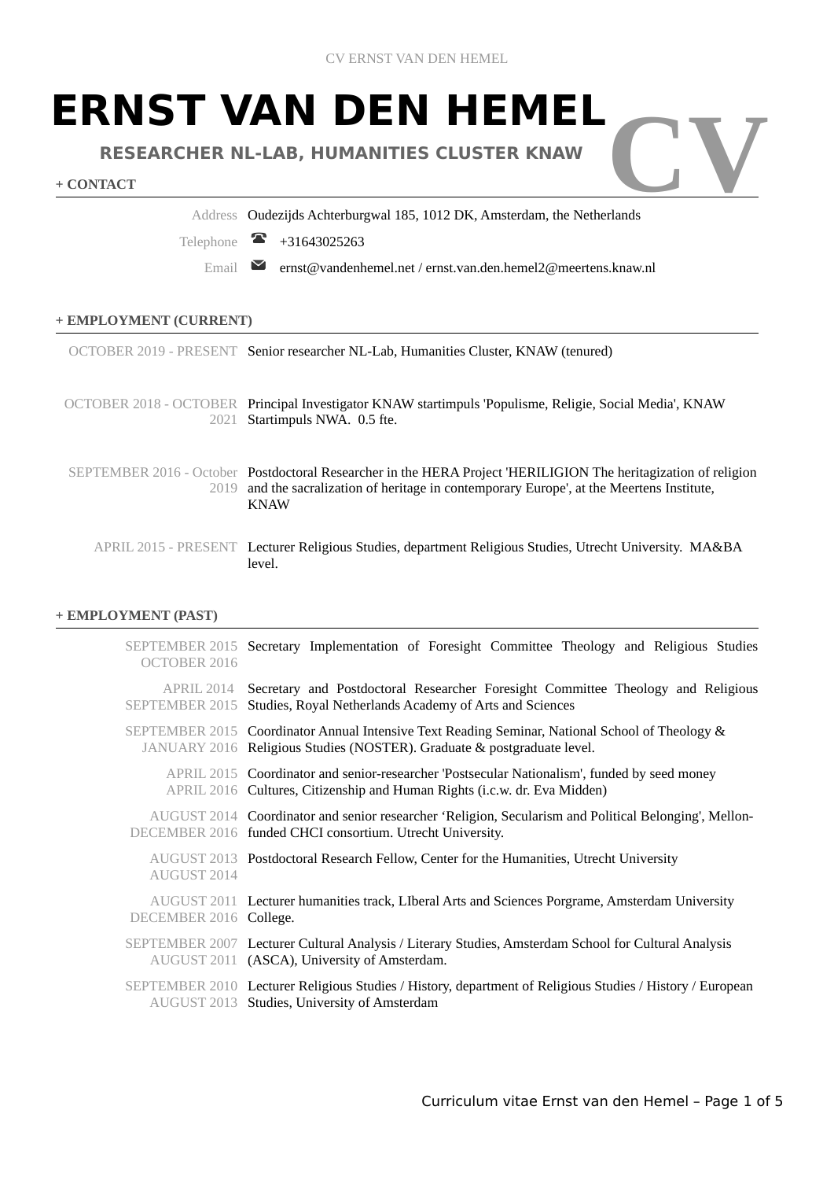# ERNST VAN DEN HEMEL

**RESEARCHER NL-LAB, HUMANITIES CLUSTER KNAW**

CV

## + CONTACT

| | |
|---|---|
| Address | Oudezijds Achterburgwal 185, 1012 DK, Amsterdam, the Netherlands |
| Telephone | +31643025263 |
| Email | ernst@vandenhemel.net / ernst.van.den.hemel2@meertens.knaw.nl |

## + EMPLOYMENT (CURRENT)

| | |
|---|---|
| OCTOBER 2019 - PRESENT | Senior researcher NL-Lab, Humanities Cluster, KNAW (tenured) |
| OCTOBER 2018 - OCTOBER 2021 | Principal Investigator KNAW startimpuls 'Populisme, Religie, Social Media', KNAW Startimpuls NWA. 0.5 fte. |
| SEPTEMBER 2016 - October 2019 | Postdoctoral Researcher in the HERA Project 'HERILIGION The heritagization of religion and the sacralization of heritage in contemporary Europe', at the Meertens Institute, KNAW |
| APRIL 2015 - PRESENT | Lecturer Religious Studies, department Religious Studies, Utrecht University. MA&BA level. |

## + EMPLOYMENT (PAST)

| | |
|---|---|
| SEPTEMBER 2015 OCTOBER 2016 | Secretary Implementation of Foresight Committee Theology and Religious Studies |
| APRIL 2014 SEPTEMBER 2015 | Secretary and Postdoctoral Researcher Foresight Committee Theology and Religious Studies, Royal Netherlands Academy of Arts and Sciences |
| SEPTEMBER 2015 JANUARY 2016 | Coordinator Annual Intensive Text Reading Seminar, National School of Theology & Religious Studies (NOSTER). Graduate & postgraduate level. |
| APRIL 2015 APRIL 2016 | Coordinator and senior-researcher 'Postsecular Nationalism', funded by seed money Cultures, Citizenship and Human Rights (i.c.w. dr. Eva Midden) |
| AUGUST 2014 DECEMBER 2016 | Coordinator and senior researcher 'Religion, Secularism and Political Belonging', Mellon-funded CHCI consortium. Utrecht University. |
| AUGUST 2013 AUGUST 2014 | Postdoctoral Research Fellow, Center for the Humanities, Utrecht University |
| AUGUST 2011 DECEMBER 2016 | Lecturer humanities track, LIberal Arts and Sciences Porgrame, Amsterdam University College. |
| SEPTEMBER 2007 AUGUST 2011 | Lecturer Cultural Analysis / Literary Studies, Amsterdam School for Cultural Analysis (ASCA), University of Amsterdam. |
| SEPTEMBER 2010 AUGUST 2013 | Lecturer Religious Studies / History, department of Religious Studies / History / European Studies, University of Amsterdam |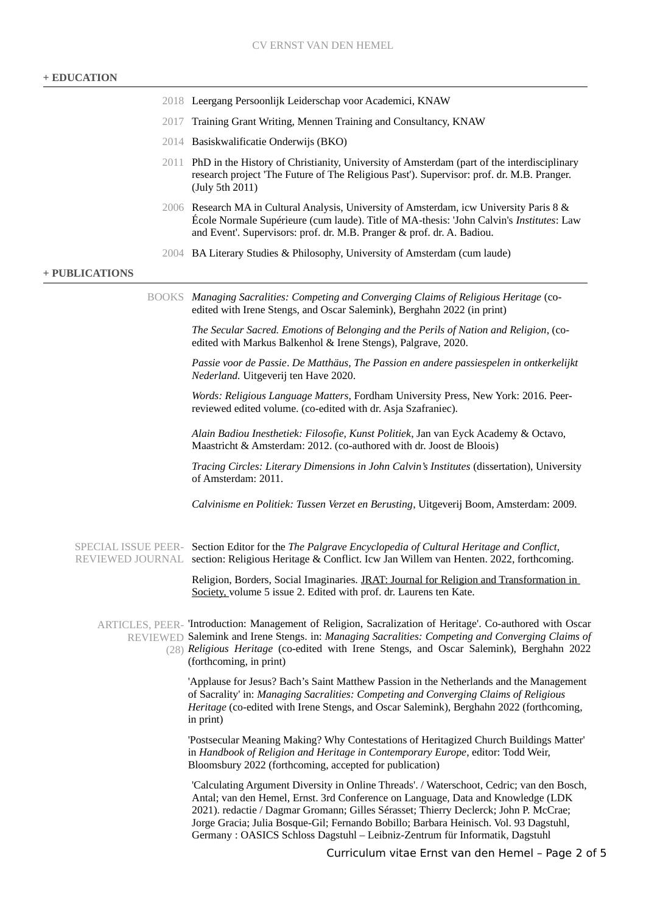## + EDUCATION

2018 Leergang Persoonlijk Leiderschap voor Academici, KNAW

2017 Training Grant Writing, Mennen Training and Consultancy, KNAW

2014 Basiskwalificatie Onderwijs (BKO)

2011 PhD in the History of Christianity, University of Amsterdam (part of the interdisciplinary research project 'The Future of The Religious Past'). Supervisor: prof. dr. M.B. Pranger. (July 5th 2011)

2006 Research MA in Cultural Analysis, University of Amsterdam, icw University Paris 8 & École Normale Supérieure (cum laude). Title of MA-thesis: 'John Calvin's *Institutes*: Law and Event'. Supervisors: prof. dr. M.B. Pranger & prof. dr. A. Badiou.

2004 BA Literary Studies & Philosophy, University of Amsterdam (cum laude)

## + PUBLICATIONS

### BOOKS

*Managing Sacralities: Competing and Converging Claims of Religious Heritage* (co-edited with Irene Stengs, and Oscar Salemink), Berghahn 2022 (in print)

*The Secular Sacred. Emotions of Belonging and the Perils of Nation and Religion*, (co-edited with Markus Balkenhol & Irene Stengs), Palgrave, 2020.

*Passie voor de Passie*. *De Matthäus, The Passion en andere passiespelen in ontkerkelijkt Nederland.* Uitgeverij ten Have 2020.

*Words: Religious Language Matters*, Fordham University Press, New York: 2016. Peer-reviewed edited volume. (co-edited with dr. Asja Szafraniec).

*Alain Badiou Inesthetiek: Filosofie, Kunst Politiek*, Jan van Eyck Academy & Octavo, Maastricht & Amsterdam: 2012. (co-authored with dr. Joost de Bloois)

*Tracing Circles: Literary Dimensions in John Calvin's Institutes* (dissertation), University of Amsterdam: 2011.

*Calvinisme en Politiek: Tussen Verzet en Berusting*, Uitgeverij Boom, Amsterdam: 2009.

### SPECIAL ISSUE PEER-REVIEWED JOURNAL

Section Editor for the *The Palgrave Encyclopedia of Cultural Heritage and Conflict*, section: Religious Heritage & Conflict. Icw Jan Willem van Henten. 2022, forthcoming.

Religion, Borders, Social Imaginaries. JRAT: Journal for Religion and Transformation in Society, volume 5 issue 2. Edited with prof. dr. Laurens ten Kate.

### ARTICLES, PEER-REVIEWED (28)

'Introduction: Management of Religion, Sacralization of Heritage'. Co-authored with Oscar Salemink and Irene Stengs. in: *Managing Sacralities: Competing and Converging Claims of Religious Heritage* (co-edited with Irene Stengs, and Oscar Salemink), Berghahn 2022 (forthcoming, in print)

'Applause for Jesus? Bach's Saint Matthew Passion in the Netherlands and the Management of Sacrality' in: *Managing Sacralities: Competing and Converging Claims of Religious Heritage* (co-edited with Irene Stengs, and Oscar Salemink), Berghahn 2022 (forthcoming, in print)

'Postsecular Meaning Making? Why Contestations of Heritagized Church Buildings Matter' in *Handbook of Religion and Heritage in Contemporary Europe*, editor: Todd Weir, Bloomsbury 2022 (forthcoming, accepted for publication)

'Calculating Argument Diversity in Online Threads'. / Waterschoot, Cedric; van den Bosch, Antal; van den Hemel, Ernst. 3rd Conference on Language, Data and Knowledge (LDK 2021). redactie / Dagmar Gromann; Gilles Sérasset; Thierry Declerck; John P. McCrae; Jorge Gracia; Julia Bosque-Gil; Fernando Bobillo; Barbara Heinisch. Vol. 93 Dagstuhl, Germany : OASICS Schloss Dagstuhl – Leibniz-Zentrum für Informatik, Dagstuhl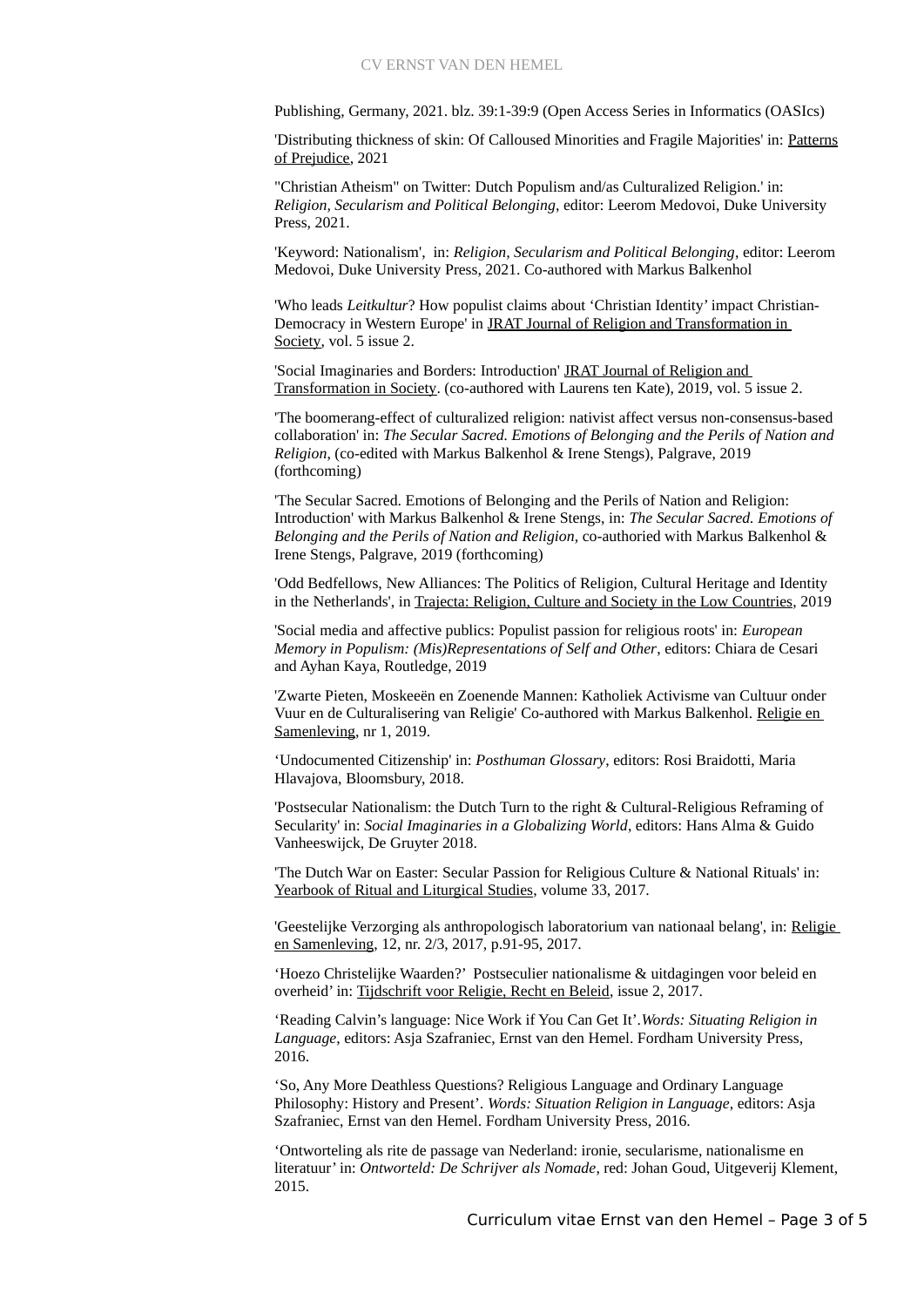Publishing, Germany, 2021. blz. 39:1-39:9 (Open Access Series in Informatics (OASIcs)

'Distributing thickness of skin: Of Calloused Minorities and Fragile Majorities' in: Patterns of Prejudice, 2021

"Christian Atheism" on Twitter: Dutch Populism and/as Culturalized Religion.' in: *Religion, Secularism and Political Belonging*, editor: Leerom Medovoi, Duke University Press, 2021.

'Keyword: Nationalism', in: *Religion, Secularism and Political Belonging*, editor: Leerom Medovoi, Duke University Press, 2021. Co-authored with Markus Balkenhol

'Who leads *Leitkultur*? How populist claims about 'Christian Identity' impact Christian-Democracy in Western Europe' in JRAT Journal of Religion and Transformation in Society, vol. 5 issue 2.

'Social Imaginaries and Borders: Introduction' JRAT Journal of Religion and Transformation in Society. (co-authored with Laurens ten Kate), 2019, vol. 5 issue 2.

'The boomerang-effect of culturalized religion: nativist affect versus non-consensus-based collaboration' in: *The Secular Sacred. Emotions of Belonging and the Perils of Nation and Religion*, (co-edited with Markus Balkenhol & Irene Stengs), Palgrave, 2019 (forthcoming)

'The Secular Sacred. Emotions of Belonging and the Perils of Nation and Religion: Introduction' with Markus Balkenhol & Irene Stengs, in: *The Secular Sacred. Emotions of Belonging and the Perils of Nation and Religion*, co-authoried with Markus Balkenhol & Irene Stengs, Palgrave, 2019 (forthcoming)

'Odd Bedfellows, New Alliances: The Politics of Religion, Cultural Heritage and Identity in the Netherlands', in Trajecta: Religion, Culture and Society in the Low Countries, 2019

'Social media and affective publics: Populist passion for religious roots' in: *European Memory in Populism: (Mis)Representations of Self and Other*, editors: Chiara de Cesari and Ayhan Kaya, Routledge, 2019

'Zwarte Pieten, Moskeeën en Zoenende Mannen: Katholiek Activisme van Cultuur onder Vuur en de Culturalisering van Religie' Co-authored with Markus Balkenhol. Religie en Samenleving, nr 1, 2019.

'Undocumented Citizenship' in: *Posthuman Glossary*, editors: Rosi Braidotti, Maria Hlavajova, Bloomsbury, 2018.

'Postsecular Nationalism: the Dutch Turn to the right & Cultural-Religious Reframing of Secularity' in: *Social Imaginaries in a Globalizing World*, editors: Hans Alma & Guido Vanheeswijck, De Gruyter 2018.

'The Dutch War on Easter: Secular Passion for Religious Culture & National Rituals' in: Yearbook of Ritual and Liturgical Studies, volume 33, 2017.

'Geestelijke Verzorging als anthropologisch laboratorium van nationaal belang', in: Religie en Samenleving, 12, nr. 2/3, 2017, p.91-95, 2017.

'Hoezo Christelijke Waarden?' Postseculier nationalisme & uitdagingen voor beleid en overheid' in: Tijdschrift voor Religie, Recht en Beleid, issue 2, 2017.

'Reading Calvin's language: Nice Work if You Can Get It'.*Words: Situating Religion in Language*, editors: Asja Szafraniec, Ernst van den Hemel. Fordham University Press, 2016.

'So, Any More Deathless Questions? Religious Language and Ordinary Language Philosophy: History and Present'. *Words: Situation Religion in Language*, editors: Asja Szafraniec, Ernst van den Hemel. Fordham University Press, 2016.

'Ontworteling als rite de passage van Nederland: ironie, secularisme, nationalisme en literatuur' in: *Ontworteld: De Schrijver als Nomade*, red: Johan Goud, Uitgeverij Klement, 2015.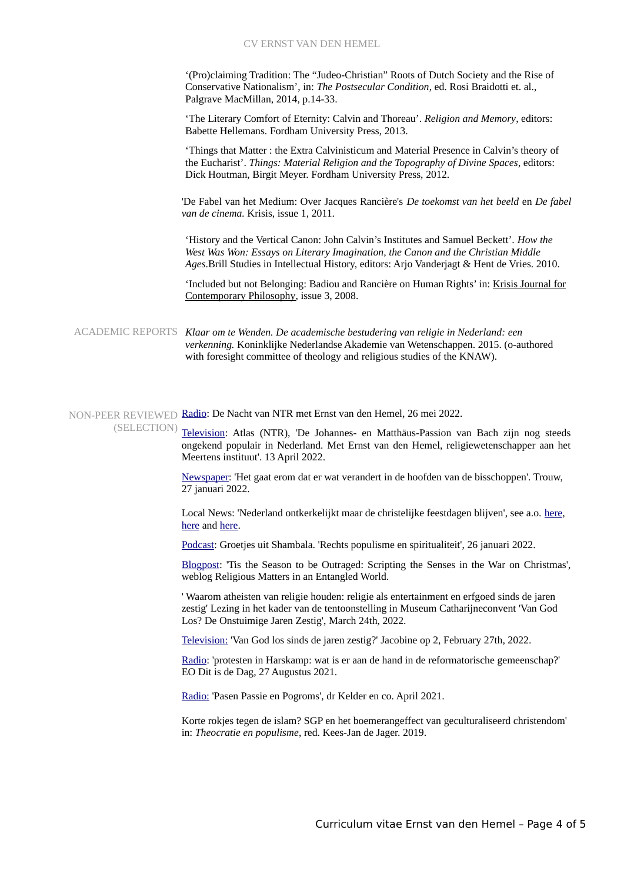'(Pro)claiming Tradition: The "Judeo-Christian" Roots of Dutch Society and the Rise of Conservative Nationalism', in: *The Postsecular Condition*, ed. Rosi Braidotti et. al., Palgrave MacMillan, 2014, p.14-33.

'The Literary Comfort of Eternity: Calvin and Thoreau'. *Religion and Memory*, editors: Babette Hellemans. Fordham University Press, 2013.

'Things that Matter : the Extra Calvinisticum and Material Presence in Calvin's theory of the Eucharist'. *Things: Material Religion and the Topography of Divine Spaces*, editors: Dick Houtman, Birgit Meyer. Fordham University Press, 2012.

'De Fabel van het Medium: Over Jacques Rancière's *De toekomst van het beeld* en *De fabel van de cinema.* Krisis, issue 1, 2011.

'History and the Vertical Canon: John Calvin's Institutes and Samuel Beckett'. *How the West Was Won: Essays on Literary Imagination, the Canon and the Christian Middle Ages.*Brill Studies in Intellectual History, editors: Arjo Vanderjagt & Hent de Vries. 2010.

'Included but not Belonging: Badiou and Rancière on Human Rights' in: Krisis Journal for Contemporary Philosophy, issue 3, 2008.

## ACADEMIC REPORTS

*Klaar om te Wenden. De academische bestudering van religie in Nederland: een verkenning.* Koninklijke Nederlandse Akademie van Wetenschappen. 2015. (o-authored with foresight committee of theology and religious studies of the KNAW).

## NON-PEER REVIEWED (SELECTION)

Radio: De Nacht van NTR met Ernst van den Hemel, 26 mei 2022.

Television: Atlas (NTR), 'De Johannes- en Matthäus-Passion van Bach zijn nog steeds ongekend populair in Nederland. Met Ernst van den Hemel, religiewetenschapper aan het Meertens instituut'. 13 April 2022.

Newspaper: 'Het gaat erom dat er wat verandert in de hoofden van de bisschoppen'. Trouw, 27 januari 2022.

Local News: 'Nederland ontkerkelijkt maar de christelijke feestdagen blijven', see a.o. here, here and here.

Podcast: Groetjes uit Shambala. 'Rechts populisme en spiritualiteit', 26 januari 2022.

Blogpost: 'Tis the Season to be Outraged: Scripting the Senses in the War on Christmas', weblog Religious Matters in an Entangled World.

' Waarom atheisten van religie houden: religie als entertainment en erfgoed sinds de jaren zestig' Lezing in het kader van de tentoonstelling in Museum Catharijneconvent 'Van God Los? De Onstuimige Jaren Zestig', March 24th, 2022.

Television: 'Van God los sinds de jaren zestig?' Jacobine op 2, February 27th, 2022.

Radio: 'protesten in Harskamp: wat is er aan de hand in de reformatorische gemeenschap?' EO Dit is de Dag, 27 Augustus 2021.

Radio: 'Pasen Passie en Pogroms', dr Kelder en co. April 2021.

Korte rokjes tegen de islam? SGP en het boemerangeffect van geculturaliseerd christendom' in: *Theocratie en populisme*, red. Kees-Jan de Jager. 2019.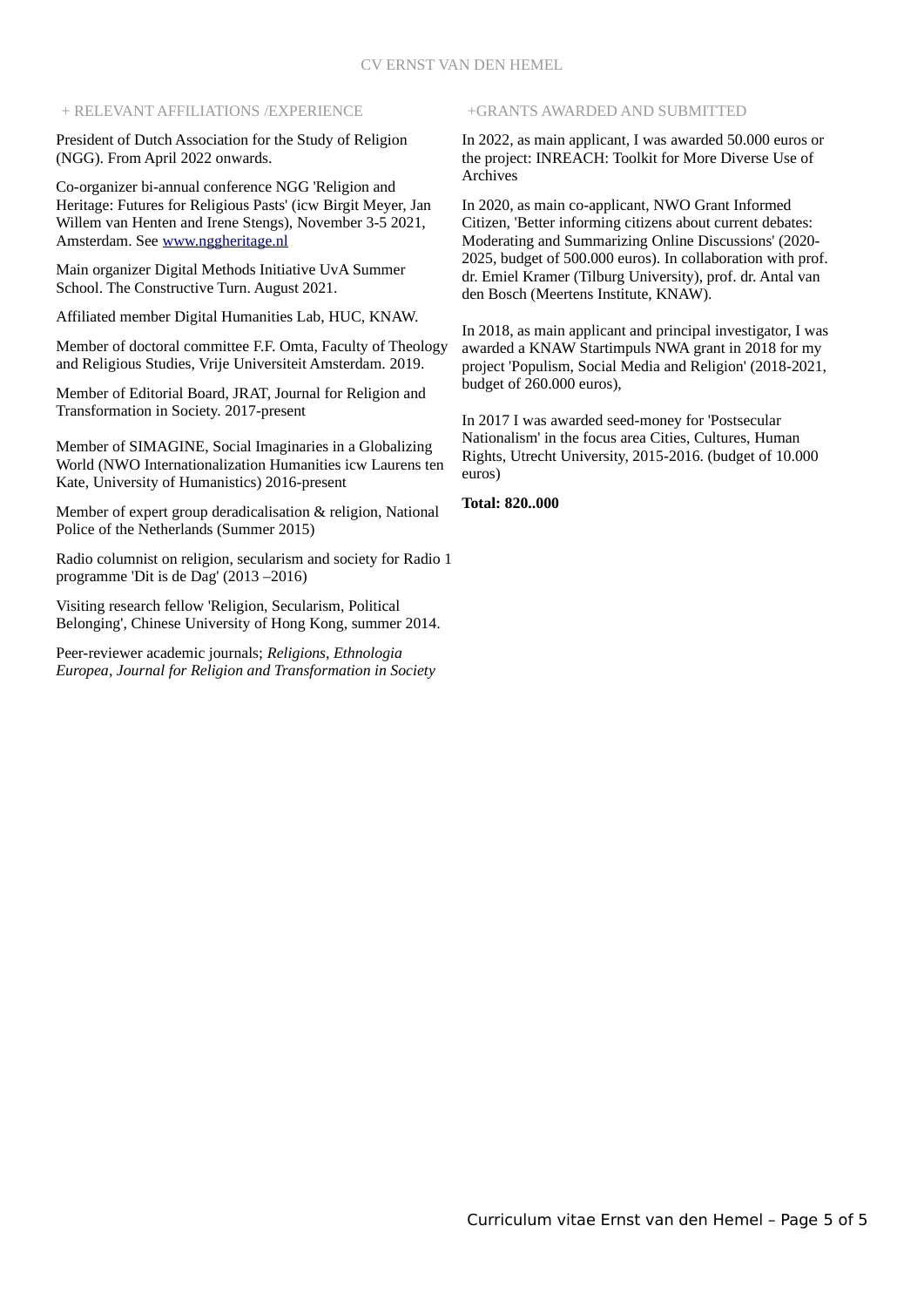## + RELEVANT AFFILIATIONS /EXPERIENCE

President of Dutch Association for the Study of Religion (NGG). From April 2022 onwards.

Co-organizer bi-annual conference NGG 'Religion and Heritage: Futures for Religious Pasts' (icw Birgit Meyer, Jan Willem van Henten and Irene Stengs), November 3-5 2021, Amsterdam. See [www.nggheritage.nl](http://www.nggheritage.nl)

Main organizer Digital Methods Initiative UvA Summer School. The Constructive Turn. August 2021.

Affiliated member Digital Humanities Lab, HUC, KNAW.

Member of doctoral committee F.F. Omta, Faculty of Theology and Religious Studies, Vrije Universiteit Amsterdam. 2019.

Member of Editorial Board, JRAT, Journal for Religion and Transformation in Society. 2017-present

Member of SIMAGINE, Social Imaginaries in a Globalizing World (NWO Internationalization Humanities icw Laurens ten Kate, University of Humanistics) 2016-present

Member of expert group deradicalisation & religion, National Police of the Netherlands (Summer 2015)

Radio columnist on religion, secularism and society for Radio 1 programme 'Dit is de Dag' (2013 –2016)

Visiting research fellow 'Religion, Secularism, Political Belonging', Chinese University of Hong Kong, summer 2014.

Peer-reviewer academic journals; *Religions*, *Ethnologia Europea*, *Journal for Religion and Transformation in Society*

## +GRANTS AWARDED AND SUBMITTED

In 2022, as main applicant, I was awarded 50.000 euros or the project: INREACH: Toolkit for More Diverse Use of Archives

In 2020, as main co-applicant, NWO Grant Informed Citizen, 'Better informing citizens about current debates: Moderating and Summarizing Online Discussions' (2020-2025, budget of 500.000 euros). In collaboration with prof. dr. Emiel Kramer (Tilburg University), prof. dr. Antal van den Bosch (Meertens Institute, KNAW).

In 2018, as main applicant and principal investigator, I was awarded a KNAW Startimpuls NWA grant in 2018 for my project 'Populism, Social Media and Religion' (2018-2021, budget of 260.000 euros),

In 2017 I was awarded seed-money for 'Postsecular Nationalism' in the focus area Cities, Cultures, Human Rights, Utrecht University, 2015-2016. (budget of 10.000 euros)

**Total: 820..000**